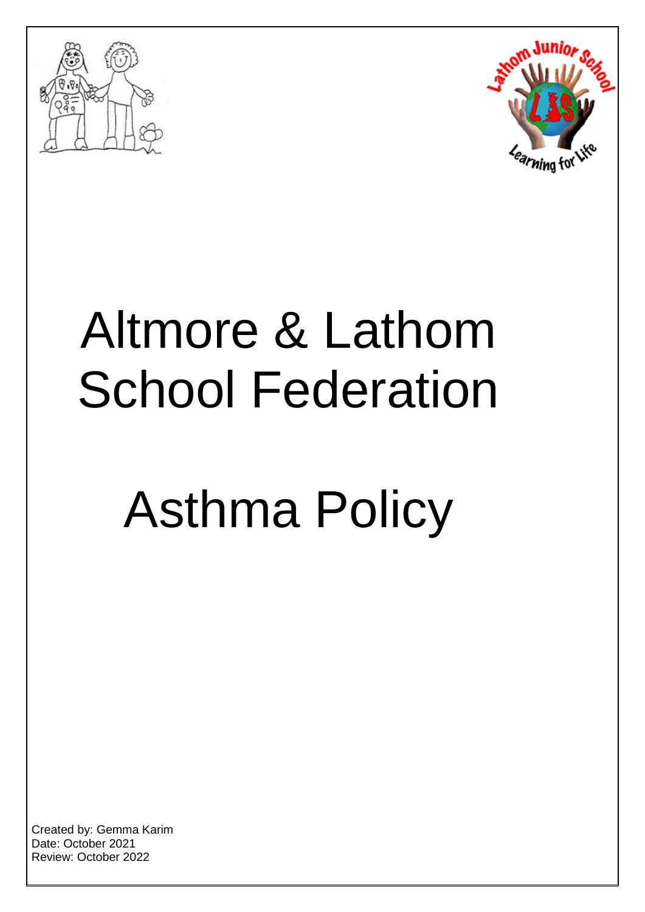# Altmore & Lathom School Federation

# Asthma Policy

Created by: Gemma Karim
Date: October 2021
Review: October 2022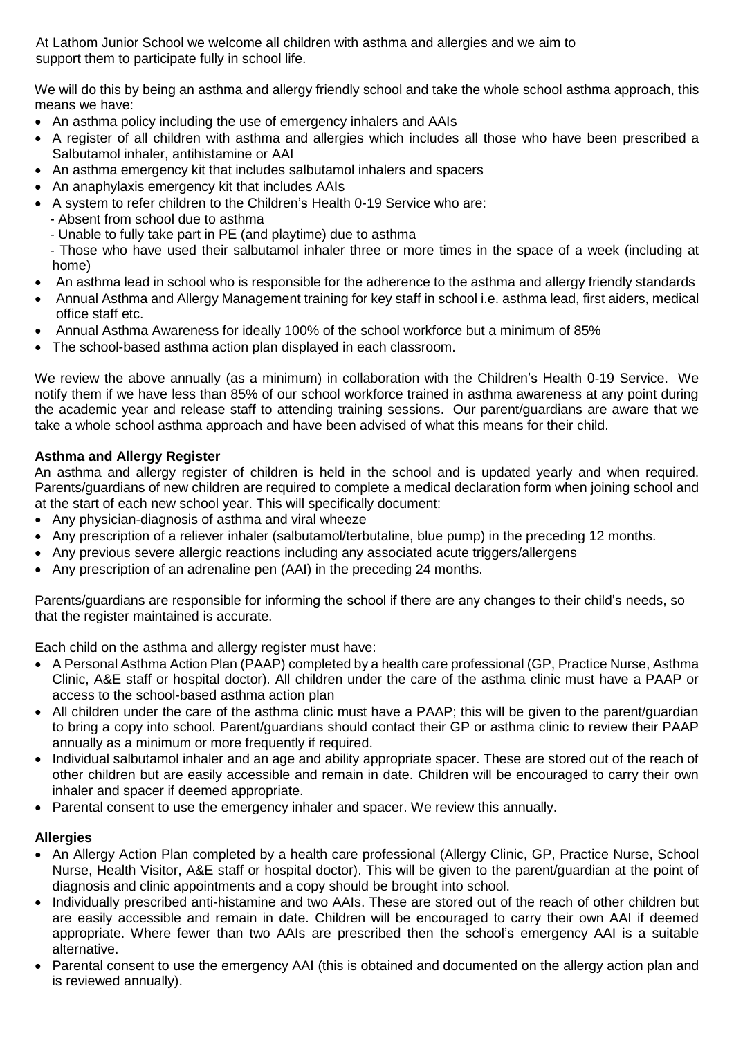At Lathom Junior School we welcome all children with asthma and allergies and we aim to support them to participate fully in school life.

We will do this by being an asthma and allergy friendly school and take the whole school asthma approach, this means we have:

- An asthma policy including the use of emergency inhalers and AAIs
- A register of all children with asthma and allergies which includes all those who have been prescribed a Salbutamol inhaler, antihistamine or AAI
- An asthma emergency kit that includes salbutamol inhalers and spacers
- An anaphylaxis emergency kit that includes AAIs
- A system to refer children to the Children's Health 0-19 Service who are:
  - Absent from school due to asthma
  - Unable to fully take part in PE (and playtime) due to asthma
  - Those who have used their salbutamol inhaler three or more times in the space of a week (including at home)
- An asthma lead in school who is responsible for the adherence to the asthma and allergy friendly standards
- Annual Asthma and Allergy Management training for key staff in school i.e. asthma lead, first aiders, medical office staff etc.
- Annual Asthma Awareness for ideally 100% of the school workforce but a minimum of 85%
- The school-based asthma action plan displayed in each classroom.

We review the above annually (as a minimum) in collaboration with the Children's Health 0-19 Service. We notify them if we have less than 85% of our school workforce trained in asthma awareness at any point during the academic year and release staff to attending training sessions. Our parent/guardians are aware that we take a whole school asthma approach and have been advised of what this means for their child.

**Asthma and Allergy Register**

An asthma and allergy register of children is held in the school and is updated yearly and when required. Parents/guardians of new children are required to complete a medical declaration form when joining school and at the start of each new school year. This will specifically document:

- Any physician-diagnosis of asthma and viral wheeze
- Any prescription of a reliever inhaler (salbutamol/terbutaline, blue pump) in the preceding 12 months.
- Any previous severe allergic reactions including any associated acute triggers/allergens
- Any prescription of an adrenaline pen (AAI) in the preceding 24 months.

Parents/guardians are responsible for informing the school if there are any changes to their child's needs, so that the register maintained is accurate.

Each child on the asthma and allergy register must have:

- A Personal Asthma Action Plan (PAAP) completed by a health care professional (GP, Practice Nurse, Asthma Clinic, A&E staff or hospital doctor). All children under the care of the asthma clinic must have a PAAP or access to the school-based asthma action plan
- All children under the care of the asthma clinic must have a PAAP; this will be given to the parent/guardian to bring a copy into school. Parent/guardians should contact their GP or asthma clinic to review their PAAP annually as a minimum or more frequently if required.
- Individual salbutamol inhaler and an age and ability appropriate spacer. These are stored out of the reach of other children but are easily accessible and remain in date. Children will be encouraged to carry their own inhaler and spacer if deemed appropriate.
- Parental consent to use the emergency inhaler and spacer. We review this annually.

**Allergies**

- An Allergy Action Plan completed by a health care professional (Allergy Clinic, GP, Practice Nurse, School Nurse, Health Visitor, A&E staff or hospital doctor). This will be given to the parent/guardian at the point of diagnosis and clinic appointments and a copy should be brought into school.
- Individually prescribed anti-histamine and two AAIs. These are stored out of the reach of other children but are easily accessible and remain in date. Children will be encouraged to carry their own AAI if deemed appropriate. Where fewer than two AAIs are prescribed then the school's emergency AAI is a suitable alternative.
- Parental consent to use the emergency AAI (this is obtained and documented on the allergy action plan and is reviewed annually).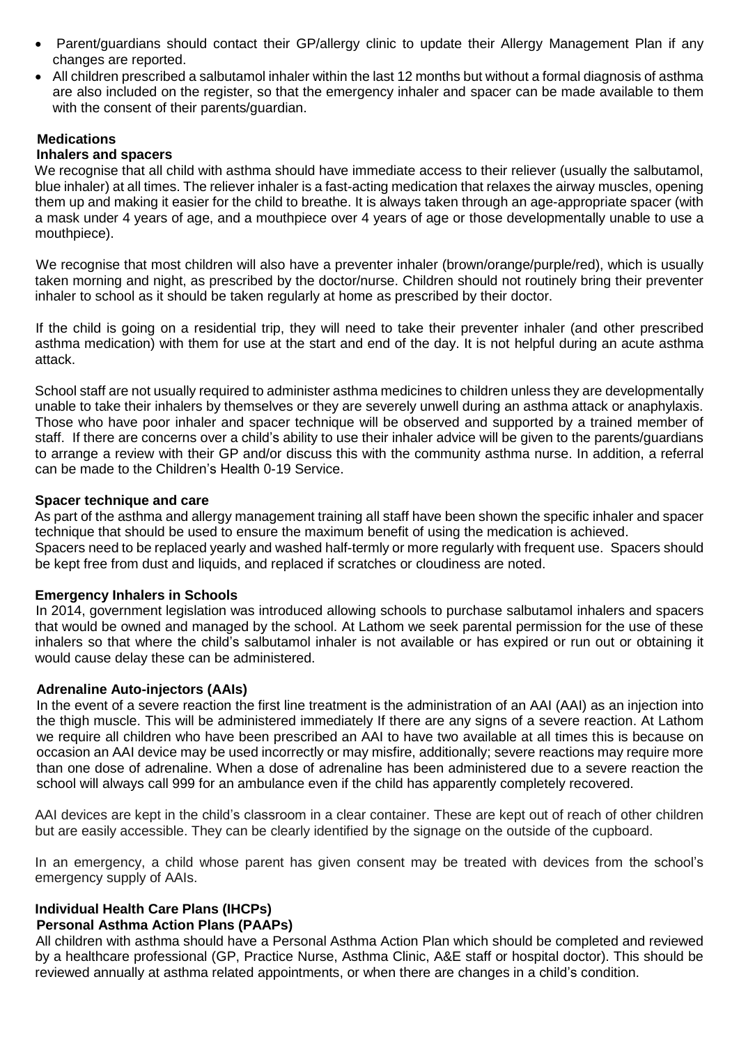- Parent/guardians should contact their GP/allergy clinic to update their Allergy Management Plan if any changes are reported.
- All children prescribed a salbutamol inhaler within the last 12 months but without a formal diagnosis of asthma are also included on the register, so that the emergency inhaler and spacer can be made available to them with the consent of their parents/guardian.

## Medications

### Inhalers and spacers

We recognise that all child with asthma should have immediate access to their reliever (usually the salbutamol, blue inhaler) at all times. The reliever inhaler is a fast-acting medication that relaxes the airway muscles, opening them up and making it easier for the child to breathe. It is always taken through an age-appropriate spacer (with a mask under 4 years of age, and a mouthpiece over 4 years of age or those developmentally unable to use a mouthpiece).

We recognise that most children will also have a preventer inhaler (brown/orange/purple/red), which is usually taken morning and night, as prescribed by the doctor/nurse. Children should not routinely bring their preventer inhaler to school as it should be taken regularly at home as prescribed by their doctor.

If the child is going on a residential trip, they will need to take their preventer inhaler (and other prescribed asthma medication) with them for use at the start and end of the day. It is not helpful during an acute asthma attack.

School staff are not usually required to administer asthma medicines to children unless they are developmentally unable to take their inhalers by themselves or they are severely unwell during an asthma attack or anaphylaxis. Those who have poor inhaler and spacer technique will be observed and supported by a trained member of staff. If there are concerns over a child's ability to use their inhaler advice will be given to the parents/guardians to arrange a review with their GP and/or discuss this with the community asthma nurse. In addition, a referral can be made to the Children's Health 0-19 Service.

### Spacer technique and care

As part of the asthma and allergy management training all staff have been shown the specific inhaler and spacer technique that should be used to ensure the maximum benefit of using the medication is achieved.
Spacers need to be replaced yearly and washed half-termly or more regularly with frequent use. Spacers should be kept free from dust and liquids, and replaced if scratches or cloudiness are noted.

### Emergency Inhalers in Schools

In 2014, government legislation was introduced allowing schools to purchase salbutamol inhalers and spacers that would be owned and managed by the school. At Lathom we seek parental permission for the use of these inhalers so that where the child's salbutamol inhaler is not available or has expired or run out or obtaining it would cause delay these can be administered.

### Adrenaline Auto-injectors (AAIs)

In the event of a severe reaction the first line treatment is the administration of an AAI (AAI) as an injection into the thigh muscle. This will be administered immediately If there are any signs of a severe reaction. At Lathom we require all children who have been prescribed an AAI to have two available at all times this is because on occasion an AAI device may be used incorrectly or may misfire, additionally; severe reactions may require more than one dose of adrenaline. When a dose of adrenaline has been administered due to a severe reaction the school will always call 999 for an ambulance even if the child has apparently completely recovered.

AAI devices are kept in the child's classroom in a clear container. These are kept out of reach of other children but are easily accessible. They can be clearly identified by the signage on the outside of the cupboard.

In an emergency, a child whose parent has given consent may be treated with devices from the school's emergency supply of AAIs.

## Individual Health Care Plans (IHCPs)

### Personal Asthma Action Plans (PAAPs)

All children with asthma should have a Personal Asthma Action Plan which should be completed and reviewed by a healthcare professional (GP, Practice Nurse, Asthma Clinic, A&E staff or hospital doctor). This should be reviewed annually at asthma related appointments, or when there are changes in a child's condition.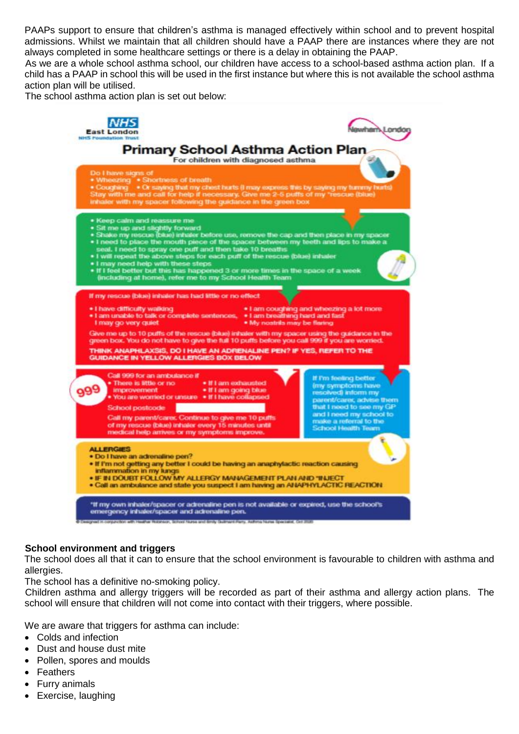PAAPs support to ensure that children's asthma is managed effectively within school and to prevent hospital admissions. Whilst we maintain that all children should have a PAAP there are instances where they are not always completed in some healthcare settings or there is a delay in obtaining the PAAP.

As we are a whole school asthma school, our children have access to a school-based asthma action plan. If a child has a PAAP in school this will be used in the first instance but where this is not available the school asthma action plan will be utilised.

The school asthma action plan is set out below:

NHS East London NHS Foundation Trust

Newham London

# Primary School Asthma Action Plan

For children with diagnosed asthma

Do I have signs of
- Wheezing
- Shortness of breath
- Coughing
- Or saying that my chest hurts (I may express this by saying my tummy hurts)

Stay with me and call for help if necessary. Give me 2-5 puffs of my *rescue (blue) inhaler with my spacer following the guidance in the green box

- Keep calm and reassure me
- Sit me up and slightly forward
- Shake my rescue (blue) inhaler before use, remove the cap and then place in my spacer
- I need to place the mouth piece of the spacer between my teeth and lips to make a seal. I need to spray one puff and then take 10 breaths
- I will repeat the above steps for each puff of the rescue (blue) inhaler
- I may need help with these steps
- If I feel better but this has happened 3 or more times in the space of a week (including at home), refer me to my School Health Team

If my rescue (blue) inhaler has had little or no effect

- I have difficulty walking
- I am unable to talk or complete sentences, I may go very quiet
- I am coughing and wheezing a lot more
- I am breathing hard and fast
- My nostrils may be flaring

Give me up to 10 puffs of the rescue (blue) inhaler with my spacer using the guidance in the green box. You do not have to give the full 10 puffs before you call 999 if you are worried.

THINK ANAPHLAXSIS, DO I HAVE AN ADRENALINE PEN? IF YES, REFER TO THE GUIDANCE IN YELLOW ALLERGIES BOX BELOW

999

Call 999 for an ambulance if
- There is little or no improvement
- You are worried or unsure
- If I am exhausted
- If I am going blue
- If I have collapsed

School postcode

Call my parent/carer. Continue to give me 10 puffs of my rescue (blue) inhaler every 15 minutes until medical help arrives or my symptoms improve.

If I'm feeling better (my symptoms have resolved) inform my parent/carer, advise them that I need to see my GP and I need my school to make a referral to the School Health Team

**ALLERGIES**
- Do I have an adrenaline pen?
- If I'm not getting any better I could be having an anaphylactic reaction causing inflammation in my lungs
- IF IN DOUBT FOLLOW MY ALLERGY MANAGEMENT PLAN AND *INJECT
- Call an ambulance and state you suspect I am having an ANAPHYLACTIC REACTION

*If my own inhaler/spacer or adrenaline pen is not available or expired, use the school's emergency inhaler/spacer and adrenaline pen.

© Designed in conjunction with Heather Robinson, School Nurse and Emily Gudmant-Perry, Asthma Nurse Specialist, Oct 2020

**School environment and triggers**

The school does all that it can to ensure that the school environment is favourable to children with asthma and allergies.

The school has a definitive no-smoking policy.

Children asthma and allergy triggers will be recorded as part of their asthma and allergy action plans. The school will ensure that children will not come into contact with their triggers, where possible.

We are aware that triggers for asthma can include:

- Colds and infection
- Dust and house dust mite
- Pollen, spores and moulds
- Feathers
- Furry animals
- Exercise, laughing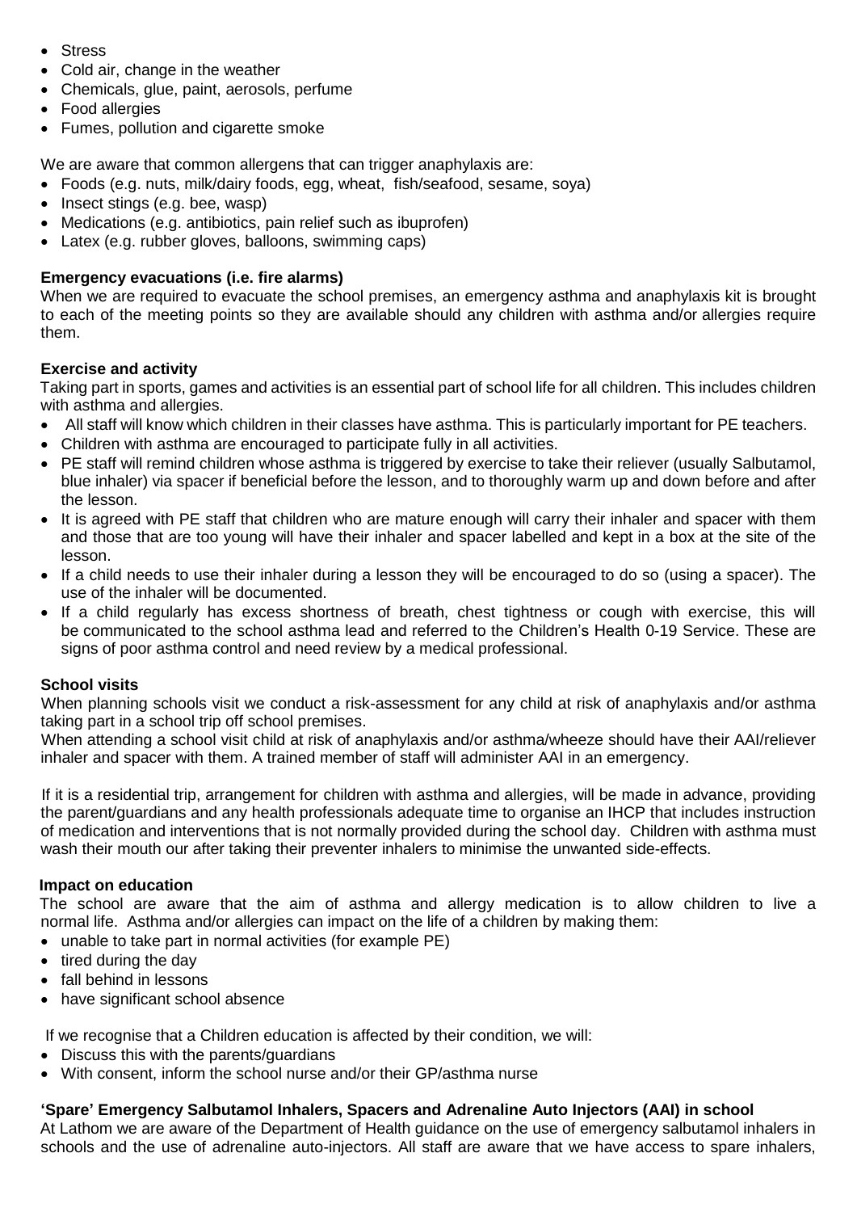- Stress
- Cold air, change in the weather
- Chemicals, glue, paint, aerosols, perfume
- Food allergies
- Fumes, pollution and cigarette smoke

We are aware that common allergens that can trigger anaphylaxis are:

- Foods (e.g. nuts, milk/dairy foods, egg, wheat, fish/seafood, sesame, soya)
- Insect stings (e.g. bee, wasp)
- Medications (e.g. antibiotics, pain relief such as ibuprofen)
- Latex (e.g. rubber gloves, balloons, swimming caps)

**Emergency evacuations (i.e. fire alarms)**

When we are required to evacuate the school premises, an emergency asthma and anaphylaxis kit is brought to each of the meeting points so they are available should any children with asthma and/or allergies require them.

**Exercise and activity**

Taking part in sports, games and activities is an essential part of school life for all children. This includes children with asthma and allergies.

- All staff will know which children in their classes have asthma. This is particularly important for PE teachers.
- Children with asthma are encouraged to participate fully in all activities.
- PE staff will remind children whose asthma is triggered by exercise to take their reliever (usually Salbutamol, blue inhaler) via spacer if beneficial before the lesson, and to thoroughly warm up and down before and after the lesson.
- It is agreed with PE staff that children who are mature enough will carry their inhaler and spacer with them and those that are too young will have their inhaler and spacer labelled and kept in a box at the site of the lesson.
- If a child needs to use their inhaler during a lesson they will be encouraged to do so (using a spacer). The use of the inhaler will be documented.
- If a child regularly has excess shortness of breath, chest tightness or cough with exercise, this will be communicated to the school asthma lead and referred to the Children's Health 0-19 Service. These are signs of poor asthma control and need review by a medical professional.

**School visits**

When planning schools visit we conduct a risk-assessment for any child at risk of anaphylaxis and/or asthma taking part in a school trip off school premises.

When attending a school visit child at risk of anaphylaxis and/or asthma/wheeze should have their AAI/reliever inhaler and spacer with them. A trained member of staff will administer AAI in an emergency.

If it is a residential trip, arrangement for children with asthma and allergies, will be made in advance, providing the parent/guardians and any health professionals adequate time to organise an IHCP that includes instruction of medication and interventions that is not normally provided during the school day. Children with asthma must wash their mouth our after taking their preventer inhalers to minimise the unwanted side-effects.

**Impact on education**

The school are aware that the aim of asthma and allergy medication is to allow children to live a normal life. Asthma and/or allergies can impact on the life of a children by making them:

- unable to take part in normal activities (for example PE)
- tired during the day
- fall behind in lessons
- have significant school absence

If we recognise that a Children education is affected by their condition, we will:

- Discuss this with the parents/guardians
- With consent, inform the school nurse and/or their GP/asthma nurse

**'Spare' Emergency Salbutamol Inhalers, Spacers and Adrenaline Auto Injectors (AAI) in school**

At Lathom we are aware of the Department of Health guidance on the use of emergency salbutamol inhalers in schools and the use of adrenaline auto-injectors. All staff are aware that we have access to spare inhalers,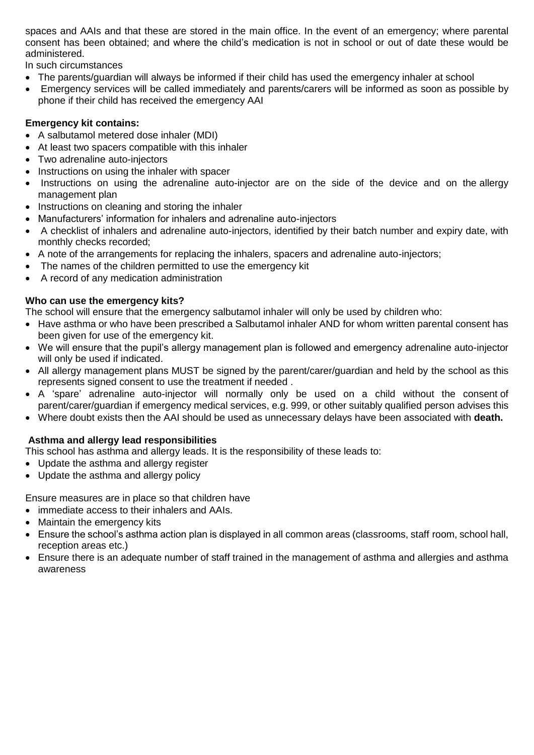spaces and AAIs and that these are stored in the main office. In the event of an emergency; where parental consent has been obtained; and where the child's medication is not in school or out of date these would be administered.

In such circumstances

- The parents/guardian will always be informed if their child has used the emergency inhaler at school
- Emergency services will be called immediately and parents/carers will be informed as soon as possible by phone if their child has received the emergency AAI

**Emergency kit contains:**

- A salbutamol metered dose inhaler (MDI)
- At least two spacers compatible with this inhaler
- Two adrenaline auto-injectors
- Instructions on using the inhaler with spacer
- Instructions on using the adrenaline auto-injector are on the side of the device and on the allergy management plan
- Instructions on cleaning and storing the inhaler
- Manufacturers' information for inhalers and adrenaline auto-injectors
- A checklist of inhalers and adrenaline auto-injectors, identified by their batch number and expiry date, with monthly checks recorded;
- A note of the arrangements for replacing the inhalers, spacers and adrenaline auto-injectors;
- The names of the children permitted to use the emergency kit
- A record of any medication administration

**Who can use the emergency kits?**

The school will ensure that the emergency salbutamol inhaler will only be used by children who:

- Have asthma or who have been prescribed a Salbutamol inhaler AND for whom written parental consent has been given for use of the emergency kit.
- We will ensure that the pupil's allergy management plan is followed and emergency adrenaline auto-injector will only be used if indicated.
- All allergy management plans MUST be signed by the parent/carer/guardian and held by the school as this represents signed consent to use the treatment if needed .
- A 'spare' adrenaline auto-injector will normally only be used on a child without the consent of parent/carer/guardian if emergency medical services, e.g. 999, or other suitably qualified person advises this
- Where doubt exists then the AAI should be used as unnecessary delays have been associated with **death.**

**Asthma and allergy lead responsibilities**

This school has asthma and allergy leads. It is the responsibility of these leads to:

- Update the asthma and allergy register
- Update the asthma and allergy policy

Ensure measures are in place so that children have

- immediate access to their inhalers and AAIs.
- Maintain the emergency kits
- Ensure the school's asthma action plan is displayed in all common areas (classrooms, staff room, school hall, reception areas etc.)
- Ensure there is an adequate number of staff trained in the management of asthma and allergies and asthma awareness